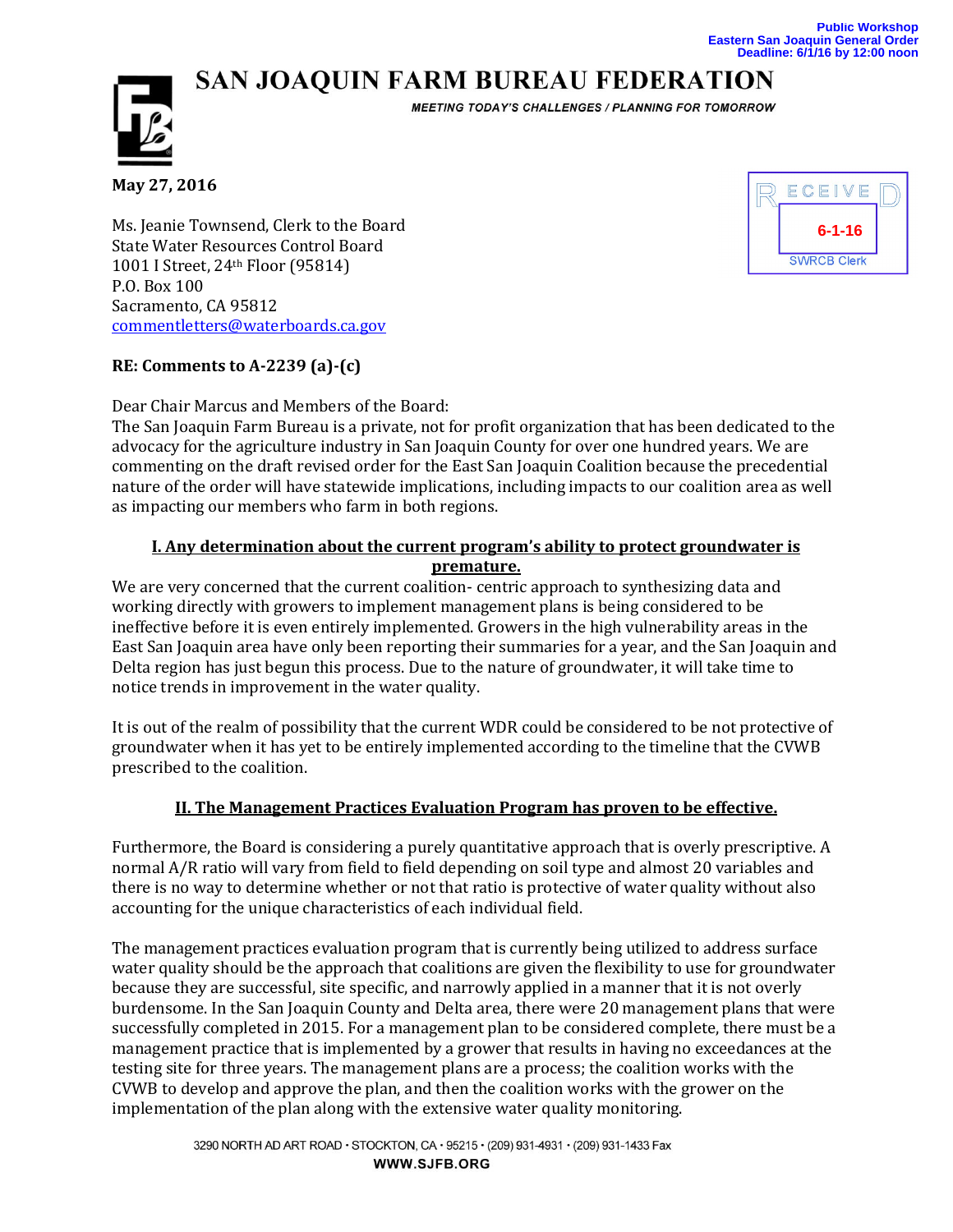Public Workshop
Eastern San Joaquin General Order
Deadline: 6/1/16 by 12:00 noon

# SAN JOAQUIN FARM BUREAU FEDERATION

*MEETING TODAY'S CHALLENGES / PLANNING FOR TOMORROW*

RECEIVED
6-1-16
SWRCB Clerk

**May 27, 2016**

Ms. Jeanie Townsend, Clerk to the Board
State Water Resources Control Board
1001 I Street, 24th Floor (95814)
P.O. Box 100
Sacramento, CA 95812
commentletters@waterboards.ca.gov

**RE: Comments to A-2239 (a)-(c)**

Dear Chair Marcus and Members of the Board:
The San Joaquin Farm Bureau is a private, not for profit organization that has been dedicated to the advocacy for the agriculture industry in San Joaquin County for over one hundred years. We are commenting on the draft revised order for the East San Joaquin Coalition because the precedential nature of the order will have statewide implications, including impacts to our coalition area as well as impacting our members who farm in both regions.

## I. Any determination about the current program's ability to protect groundwater is premature.

We are very concerned that the current coalition- centric approach to synthesizing data and working directly with growers to implement management plans is being considered to be ineffective before it is even entirely implemented. Growers in the high vulnerability areas in the East San Joaquin area have only been reporting their summaries for a year, and the San Joaquin and Delta region has just begun this process. Due to the nature of groundwater, it will take time to notice trends in improvement in the water quality.

It is out of the realm of possibility that the current WDR could be considered to be not protective of groundwater when it has yet to be entirely implemented according to the timeline that the CVWB prescribed to the coalition.

## II. The Management Practices Evaluation Program has proven to be effective.

Furthermore, the Board is considering a purely quantitative approach that is overly prescriptive. A normal A/R ratio will vary from field to field depending on soil type and almost 20 variables and there is no way to determine whether or not that ratio is protective of water quality without also accounting for the unique characteristics of each individual field.

The management practices evaluation program that is currently being utilized to address surface water quality should be the approach that coalitions are given the flexibility to use for groundwater because they are successful, site specific, and narrowly applied in a manner that it is not overly burdensome. In the San Joaquin County and Delta area, there were 20 management plans that were successfully completed in 2015. For a management plan to be considered complete, there must be a management practice that is implemented by a grower that results in having no exceedances at the testing site for three years. The management plans are a process; the coalition works with the CVWB to develop and approve the plan, and then the coalition works with the grower on the implementation of the plan along with the extensive water quality monitoring.

3290 NORTH AD ART ROAD • STOCKTON, CA • 95215 • (209) 931-4931 • (209) 931-1433 Fax
WWW.SJFB.ORG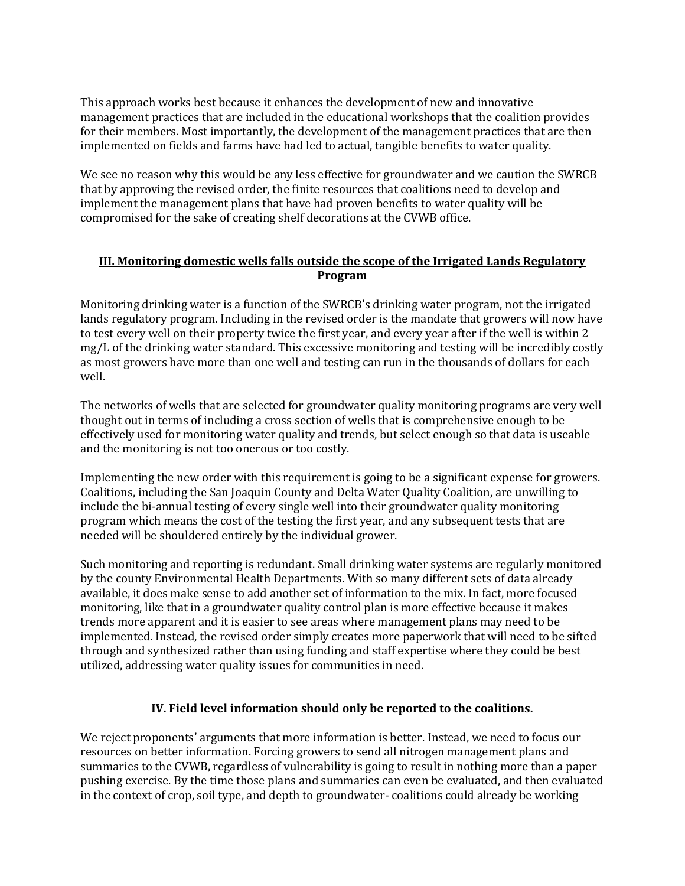This approach works best because it enhances the development of new and innovative management practices that are included in the educational workshops that the coalition provides for their members. Most importantly, the development of the management practices that are then implemented on fields and farms have had led to actual, tangible benefits to water quality.

We see no reason why this would be any less effective for groundwater and we caution the SWRCB that by approving the revised order, the finite resources that coalitions need to develop and implement the management plans that have had proven benefits to water quality will be compromised for the sake of creating shelf decorations at the CVWB office.

## III. Monitoring domestic wells falls outside the scope of the Irrigated Lands Regulatory Program

Monitoring drinking water is a function of the SWRCB's drinking water program, not the irrigated lands regulatory program. Including in the revised order is the mandate that growers will now have to test every well on their property twice the first year, and every year after if the well is within 2 mg/L of the drinking water standard. This excessive monitoring and testing will be incredibly costly as most growers have more than one well and testing can run in the thousands of dollars for each well.

The networks of wells that are selected for groundwater quality monitoring programs are very well thought out in terms of including a cross section of wells that is comprehensive enough to be effectively used for monitoring water quality and trends, but select enough so that data is useable and the monitoring is not too onerous or too costly.

Implementing the new order with this requirement is going to be a significant expense for growers. Coalitions, including the San Joaquin County and Delta Water Quality Coalition, are unwilling to include the bi-annual testing of every single well into their groundwater quality monitoring program which means the cost of the testing the first year, and any subsequent tests that are needed will be shouldered entirely by the individual grower.

Such monitoring and reporting is redundant. Small drinking water systems are regularly monitored by the county Environmental Health Departments. With so many different sets of data already available, it does make sense to add another set of information to the mix. In fact, more focused monitoring, like that in a groundwater quality control plan is more effective because it makes trends more apparent and it is easier to see areas where management plans may need to be implemented. Instead, the revised order simply creates more paperwork that will need to be sifted through and synthesized rather than using funding and staff expertise where they could be best utilized, addressing water quality issues for communities in need.

## IV. Field level information should only be reported to the coalitions.

We reject proponents' arguments that more information is better. Instead, we need to focus our resources on better information. Forcing growers to send all nitrogen management plans and summaries to the CVWB, regardless of vulnerability is going to result in nothing more than a paper pushing exercise. By the time those plans and summaries can even be evaluated, and then evaluated in the context of crop, soil type, and depth to groundwater- coalitions could already be working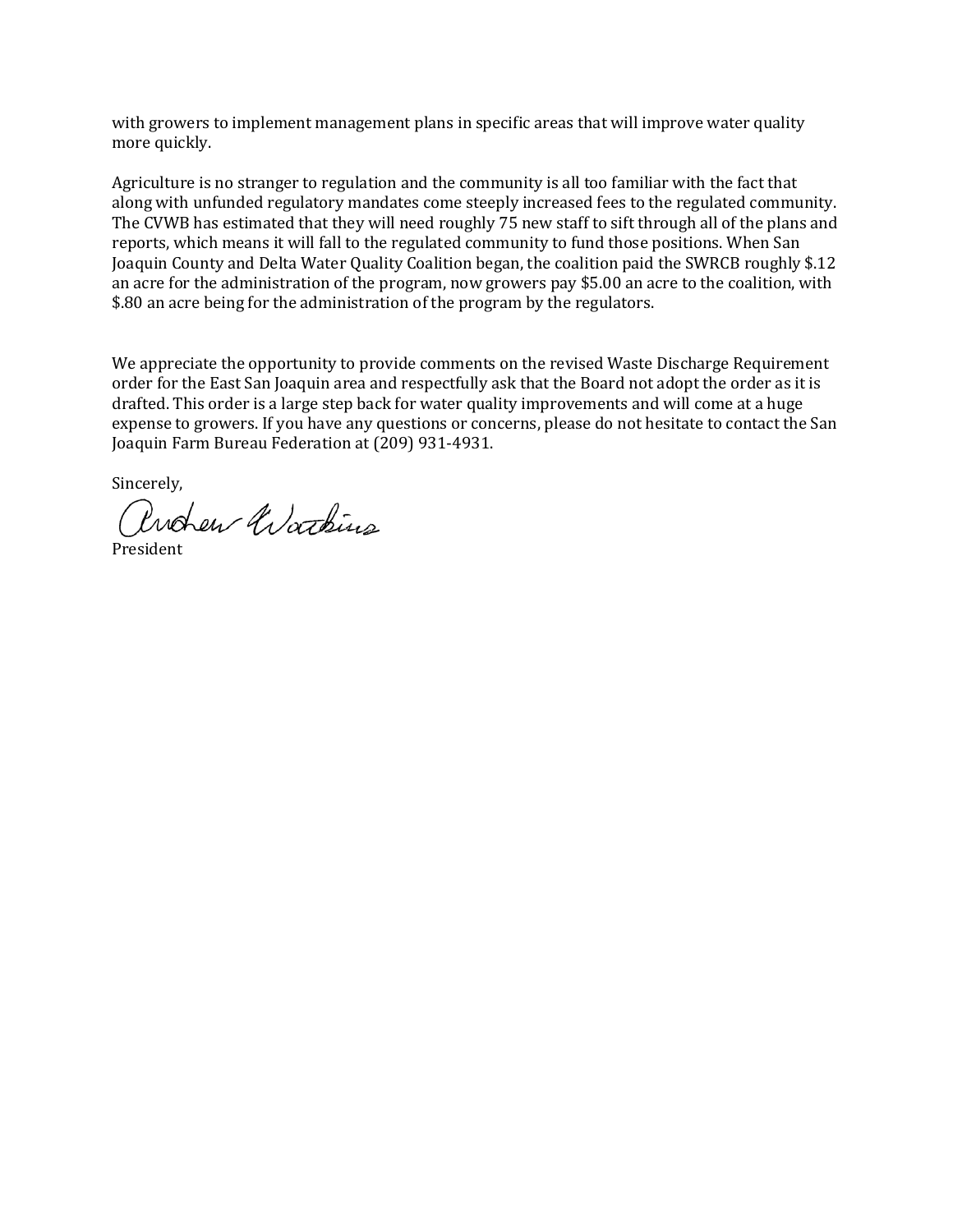with growers to implement management plans in specific areas that will improve water quality more quickly.

Agriculture is no stranger to regulation and the community is all too familiar with the fact that along with unfunded regulatory mandates come steeply increased fees to the regulated community. The CVWB has estimated that they will need roughly 75 new staff to sift through all of the plans and reports, which means it will fall to the regulated community to fund those positions. When San Joaquin County and Delta Water Quality Coalition began, the coalition paid the SWRCB roughly $.12 an acre for the administration of the program, now growers pay $5.00 an acre to the coalition, with $.80 an acre being for the administration of the program by the regulators.

We appreciate the opportunity to provide comments on the revised Waste Discharge Requirement order for the East San Joaquin area and respectfully ask that the Board not adopt the order as it is drafted. This order is a large step back for water quality improvements and will come at a huge expense to growers. If you have any questions or concerns, please do not hesitate to contact the San Joaquin Farm Bureau Federation at (209) 931-4931.

Sincerely,

Andrew Watkins

President